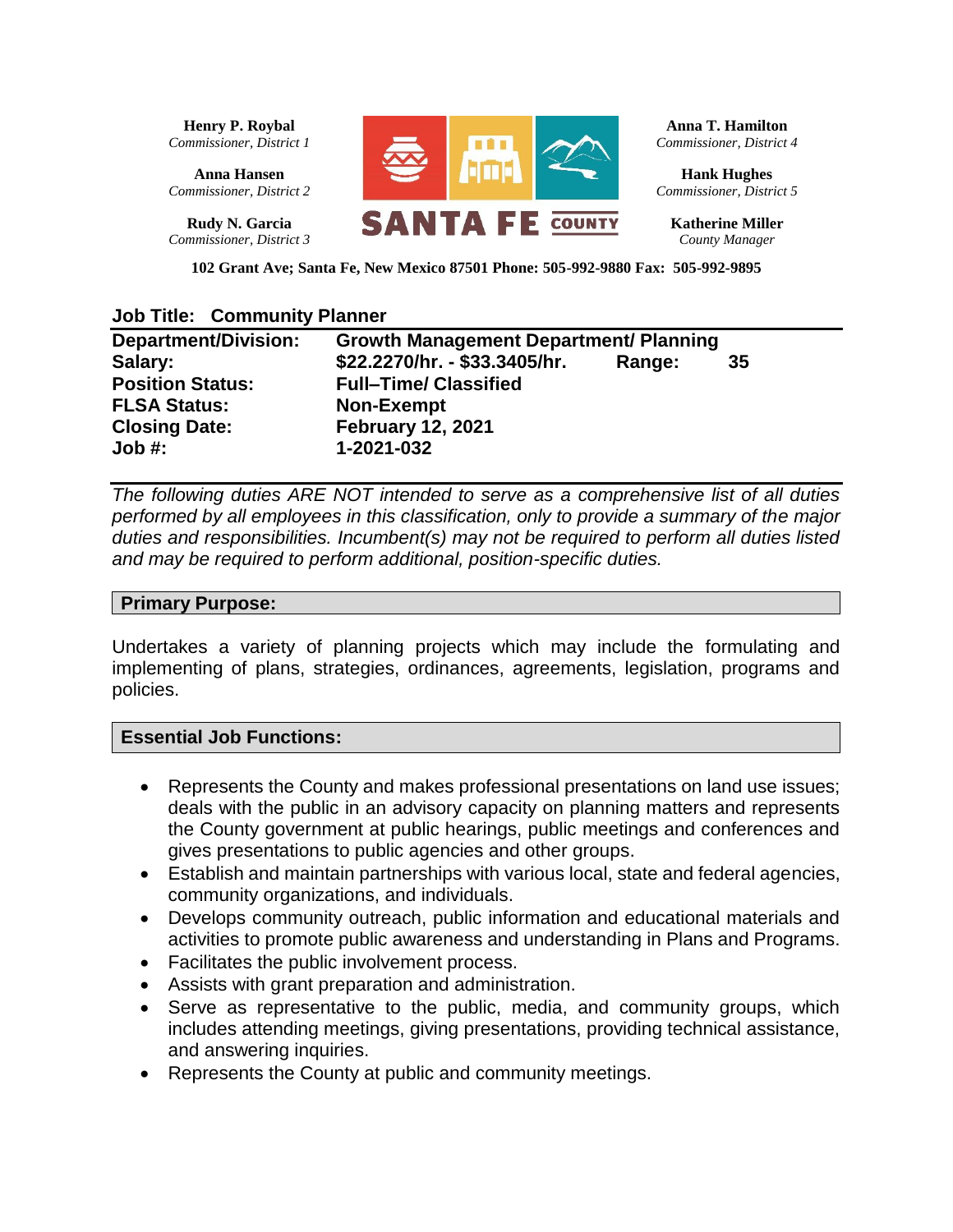**Henry P. Roybal**
*Commissioner, District 1*

**Anna Hansen**
*Commissioner, District 2*

**Rudy N. Garcia**
*Commissioner, District 3*

**SANTA FE COUNTY**

**Anna T. Hamilton**
*Commissioner, District 4*

**Hank Hughes**
*Commissioner, District 5*

**Katherine Miller**
*County Manager*

**102 Grant Ave; Santa Fe, New Mexico 87501 Phone: 505-992-9880 Fax: 505-992-9895**

## Job Title: Community Planner

| | | | |
|---|---|---|---|
| **Department/Division:** | **Growth Management Department/ Planning** | | |
| **Salary:** | **$22.2270/hr. - $33.3405/hr.** | **Range:** | **35** |
| **Position Status:** | **Full–Time/ Classified** | | |
| **FLSA Status:** | **Non-Exempt** | | |
| **Closing Date:** | **February 12, 2021** | | |
| **Job #:** | **1-2021-032** | | |

*The following duties ARE NOT intended to serve as a comprehensive list of all duties performed by all employees in this classification, only to provide a summary of the major duties and responsibilities. Incumbent(s) may not be required to perform all duties listed and may be required to perform additional, position-specific duties.*

### Primary Purpose:

Undertakes a variety of planning projects which may include the formulating and implementing of plans, strategies, ordinances, agreements, legislation, programs and policies.

### Essential Job Functions:

- Represents the County and makes professional presentations on land use issues; deals with the public in an advisory capacity on planning matters and represents the County government at public hearings, public meetings and conferences and gives presentations to public agencies and other groups.
- Establish and maintain partnerships with various local, state and federal agencies, community organizations, and individuals.
- Develops community outreach, public information and educational materials and activities to promote public awareness and understanding in Plans and Programs.
- Facilitates the public involvement process.
- Assists with grant preparation and administration.
- Serve as representative to the public, media, and community groups, which includes attending meetings, giving presentations, providing technical assistance, and answering inquiries.
- Represents the County at public and community meetings.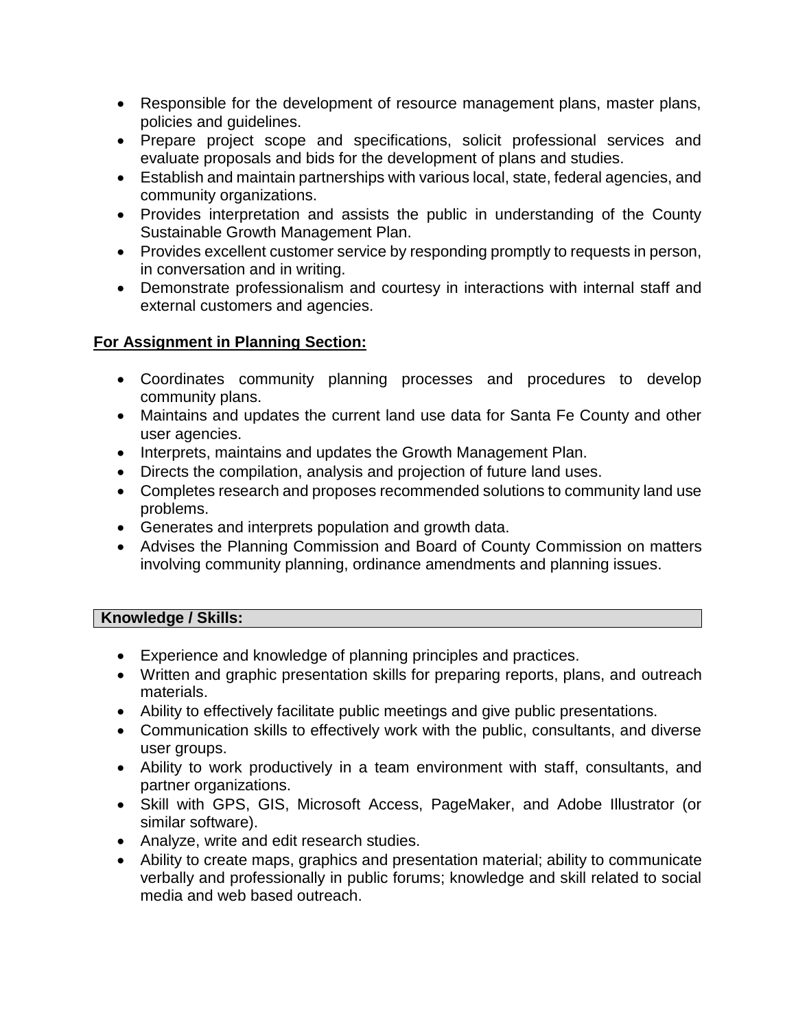- Responsible for the development of resource management plans, master plans, policies and guidelines.
- Prepare project scope and specifications, solicit professional services and evaluate proposals and bids for the development of plans and studies.
- Establish and maintain partnerships with various local, state, federal agencies, and community organizations.
- Provides interpretation and assists the public in understanding of the County Sustainable Growth Management Plan.
- Provides excellent customer service by responding promptly to requests in person, in conversation and in writing.
- Demonstrate professionalism and courtesy in interactions with internal staff and external customers and agencies.

**For Assignment in Planning Section:**

- Coordinates community planning processes and procedures to develop community plans.
- Maintains and updates the current land use data for Santa Fe County and other user agencies.
- Interprets, maintains and updates the Growth Management Plan.
- Directs the compilation, analysis and projection of future land uses.
- Completes research and proposes recommended solutions to community land use problems.
- Generates and interprets population and growth data.
- Advises the Planning Commission and Board of County Commission on matters involving community planning, ordinance amendments and planning issues.

**Knowledge / Skills:**

- Experience and knowledge of planning principles and practices.
- Written and graphic presentation skills for preparing reports, plans, and outreach materials.
- Ability to effectively facilitate public meetings and give public presentations.
- Communication skills to effectively work with the public, consultants, and diverse user groups.
- Ability to work productively in a team environment with staff, consultants, and partner organizations.
- Skill with GPS, GIS, Microsoft Access, PageMaker, and Adobe Illustrator (or similar software).
- Analyze, write and edit research studies.
- Ability to create maps, graphics and presentation material; ability to communicate verbally and professionally in public forums; knowledge and skill related to social media and web based outreach.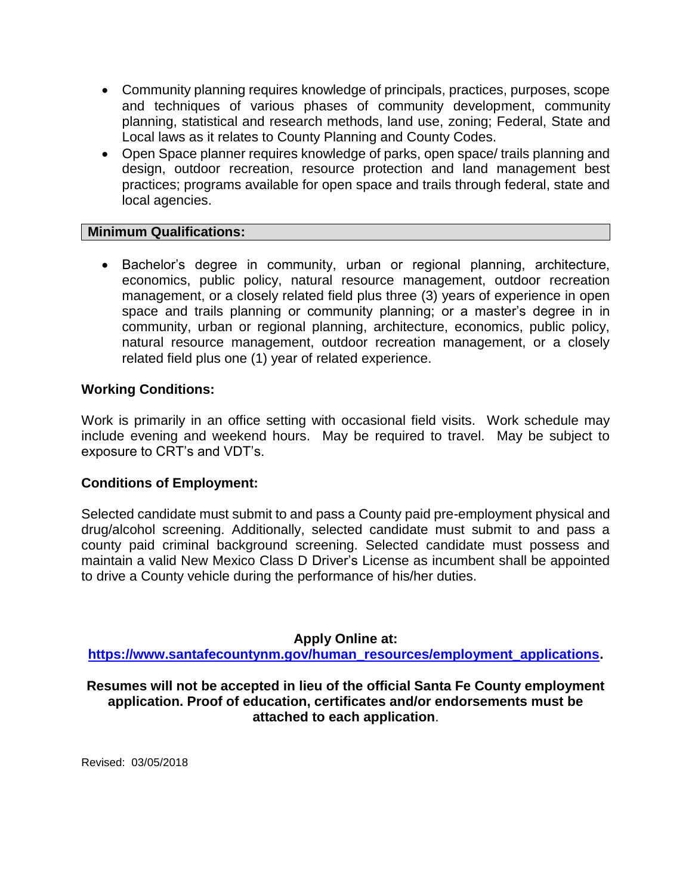- Community planning requires knowledge of principals, practices, purposes, scope and techniques of various phases of community development, community planning, statistical and research methods, land use, zoning; Federal, State and Local laws as it relates to County Planning and County Codes.
- Open Space planner requires knowledge of parks, open space/ trails planning and design, outdoor recreation, resource protection and land management best practices; programs available for open space and trails through federal, state and local agencies.

## Minimum Qualifications:

- Bachelor's degree in community, urban or regional planning, architecture, economics, public policy, natural resource management, outdoor recreation management, or a closely related field plus three (3) years of experience in open space and trails planning or community planning; or a master's degree in in community, urban or regional planning, architecture, economics, public policy, natural resource management, outdoor recreation management, or a closely related field plus one (1) year of related experience.

## Working Conditions:

Work is primarily in an office setting with occasional field visits. Work schedule may include evening and weekend hours. May be required to travel. May be subject to exposure to CRT's and VDT's.

## Conditions of Employment:

Selected candidate must submit to and pass a County paid pre-employment physical and drug/alcohol screening. Additionally, selected candidate must submit to and pass a county paid criminal background screening. Selected candidate must possess and maintain a valid New Mexico Class D Driver's License as incumbent shall be appointed to drive a County vehicle during the performance of his/her duties.

**Apply Online at:**
**[https://www.santafecountynm.gov/human_resources/employment_applications](https://www.santafecountynm.gov/human_resources/employment_applications).**

**Resumes will not be accepted in lieu of the official Santa Fe County employment application. Proof of education, certificates and/or endorsements must be attached to each application**.

Revised: 03/05/2018